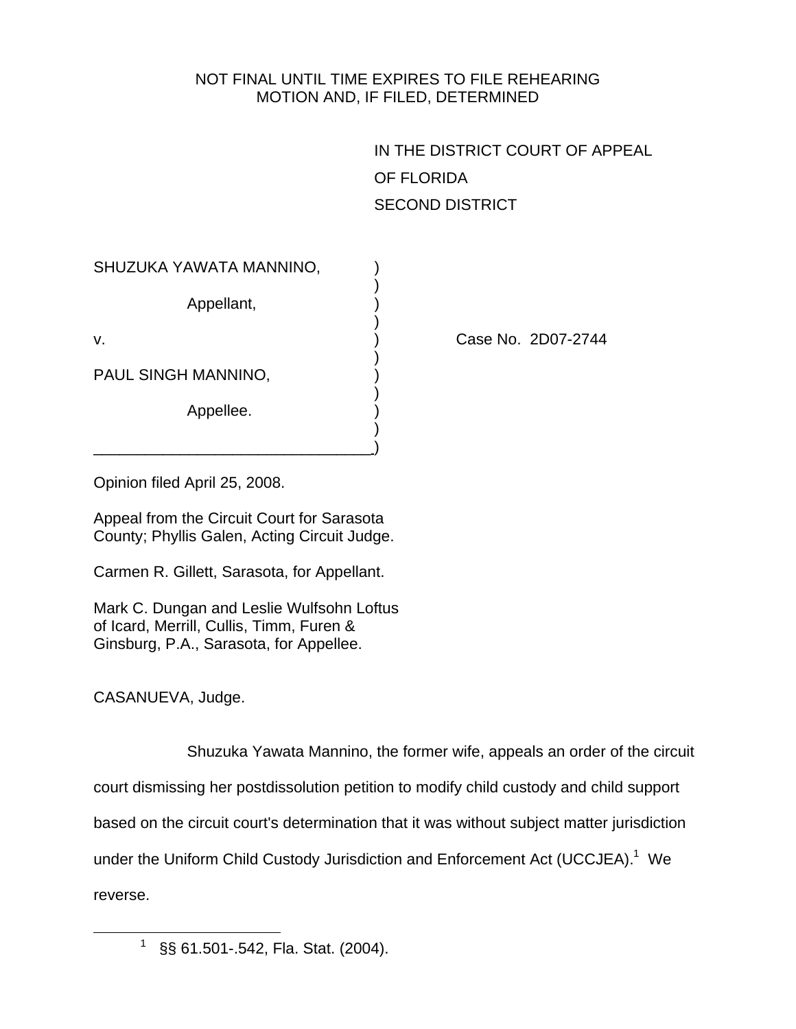NOT FINAL UNTIL TIME EXPIRES TO FILE REHEARING
MOTION AND, IF FILED, DETERMINED

IN THE DISTRICT COURT OF APPEAL
OF FLORIDA
SECOND DISTRICT

SHUZUKA YAWATA MANNINO,

Appellant,

v. 

PAUL SINGH MANNINO,

Appellee.

Case No. 2D07-2744

Opinion filed April 25, 2008.

Appeal from the Circuit Court for Sarasota County; Phyllis Galen, Acting Circuit Judge.

Carmen R. Gillett, Sarasota, for Appellant.

Mark C. Dungan and Leslie Wulfsohn Loftus of Icard, Merrill, Cullis, Timm, Furen & Ginsburg, P.A., Sarasota, for Appellee.

CASANUEVA, Judge.

Shuzuka Yawata Mannino, the former wife, appeals an order of the circuit court dismissing her postdissolution petition to modify child custody and child support based on the circuit court's determination that it was without subject matter jurisdiction under the Uniform Child Custody Jurisdiction and Enforcement Act (UCCJEA).[1] We reverse.

[1] §§ 61.501-.542, Fla. Stat. (2004).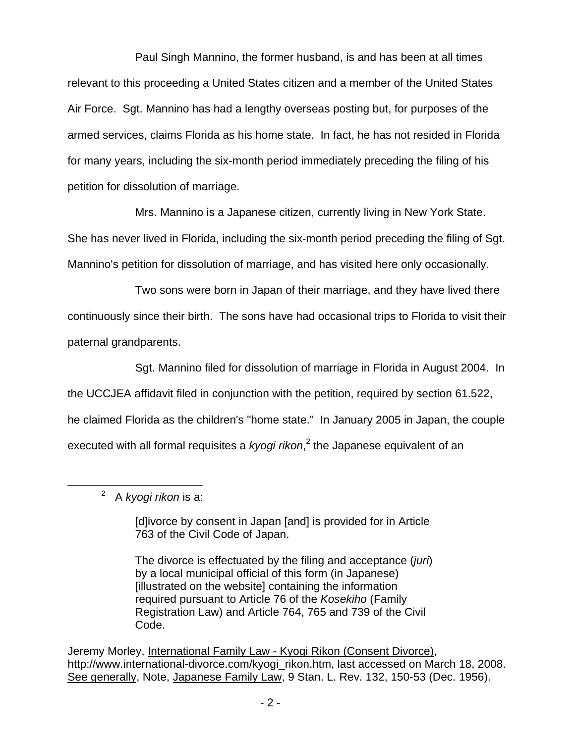Paul Singh Mannino, the former husband, is and has been at all times relevant to this proceeding a United States citizen and a member of the United States Air Force. Sgt. Mannino has had a lengthy overseas posting but, for purposes of the armed services, claims Florida as his home state. In fact, he has not resided in Florida for many years, including the six-month period immediately preceding the filing of his petition for dissolution of marriage.

Mrs. Mannino is a Japanese citizen, currently living in New York State. She has never lived in Florida, including the six-month period preceding the filing of Sgt. Mannino's petition for dissolution of marriage, and has visited here only occasionally.

Two sons were born in Japan of their marriage, and they have lived there continuously since their birth. The sons have had occasional trips to Florida to visit their paternal grandparents.

Sgt. Mannino filed for dissolution of marriage in Florida in August 2004. In the UCCJEA affidavit filed in conjunction with the petition, required by section 61.522, he claimed Florida as the children's "home state." In January 2005 in Japan, the couple executed with all formal requisites a *kyogi rikon*,[2] the Japanese equivalent of an

---

[2] A *kyogi rikon* is a:

> [d]ivorce by consent in Japan [and] is provided for in Article 763 of the Civil Code of Japan.
>
> The divorce is effectuated by the filing and acceptance (*juri*) by a local municipal official of this form (in Japanese) [illustrated on the website] containing the information required pursuant to Article 76 of the *Kosekiho* (Family Registration Law) and Article 764, 765 and 739 of the Civil Code.

Jeremy Morley, International Family Law - Kyogi Rikon (Consent Divorce), http://www.international-divorce.com/kyogi_rikon.htm, last accessed on March 18, 2008. See generally, Note, Japanese Family Law, 9 Stan. L. Rev. 132, 150-53 (Dec. 1956).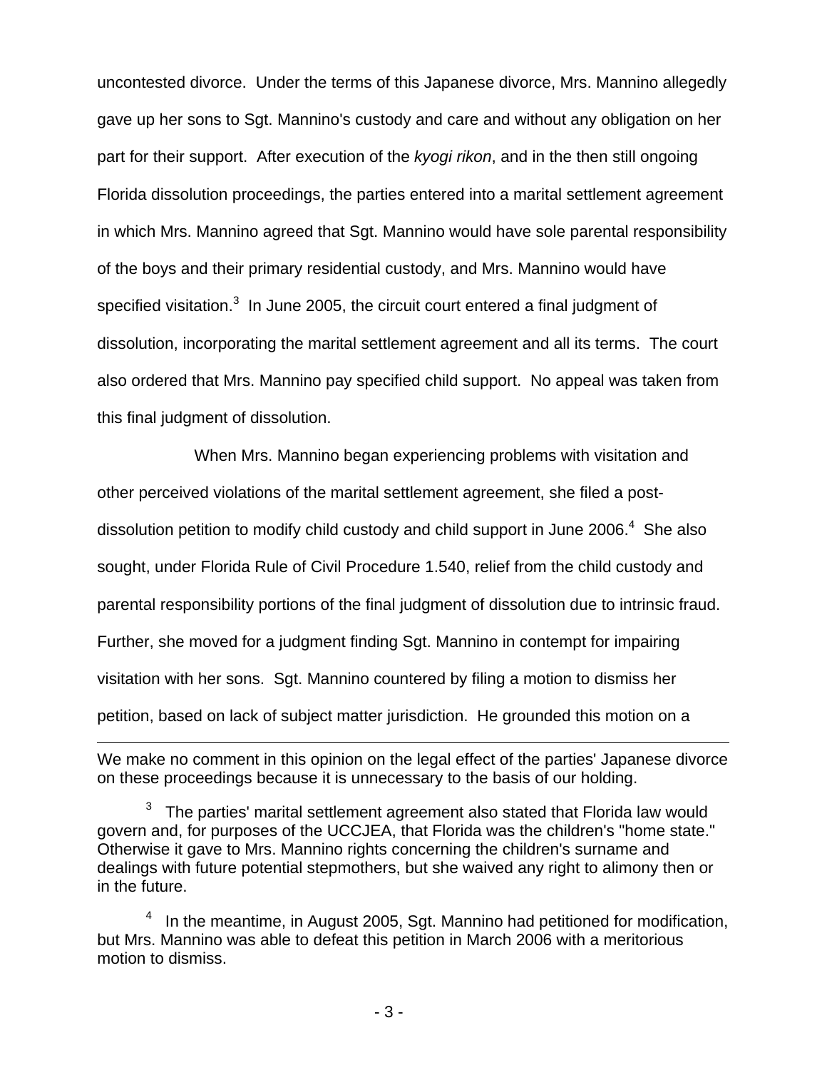uncontested divorce. Under the terms of this Japanese divorce, Mrs. Mannino allegedly gave up her sons to Sgt. Mannino's custody and care and without any obligation on her part for their support. After execution of the *kyogi rikon*, and in the then still ongoing Florida dissolution proceedings, the parties entered into a marital settlement agreement in which Mrs. Mannino agreed that Sgt. Mannino would have sole parental responsibility of the boys and their primary residential custody, and Mrs. Mannino would have specified visitation.[3] In June 2005, the circuit court entered a final judgment of dissolution, incorporating the marital settlement agreement and all its terms. The court also ordered that Mrs. Mannino pay specified child support. No appeal was taken from this final judgment of dissolution.

When Mrs. Mannino began experiencing problems with visitation and other perceived violations of the marital settlement agreement, she filed a post-dissolution petition to modify child custody and child support in June 2006.[4] She also sought, under Florida Rule of Civil Procedure 1.540, relief from the child custody and parental responsibility portions of the final judgment of dissolution due to intrinsic fraud. Further, she moved for a judgment finding Sgt. Mannino in contempt for impairing visitation with her sons. Sgt. Mannino countered by filing a motion to dismiss her petition, based on lack of subject matter jurisdiction. He grounded this motion on a

---

We make no comment in this opinion on the legal effect of the parties' Japanese divorce on these proceedings because it is unnecessary to the basis of our holding.

[3] The parties' marital settlement agreement also stated that Florida law would govern and, for purposes of the UCCJEA, that Florida was the children's "home state." Otherwise it gave to Mrs. Mannino rights concerning the children's surname and dealings with future potential stepmothers, but she waived any right to alimony then or in the future.

[4] In the meantime, in August 2005, Sgt. Mannino had petitioned for modification, but Mrs. Mannino was able to defeat this petition in March 2006 with a meritorious motion to dismiss.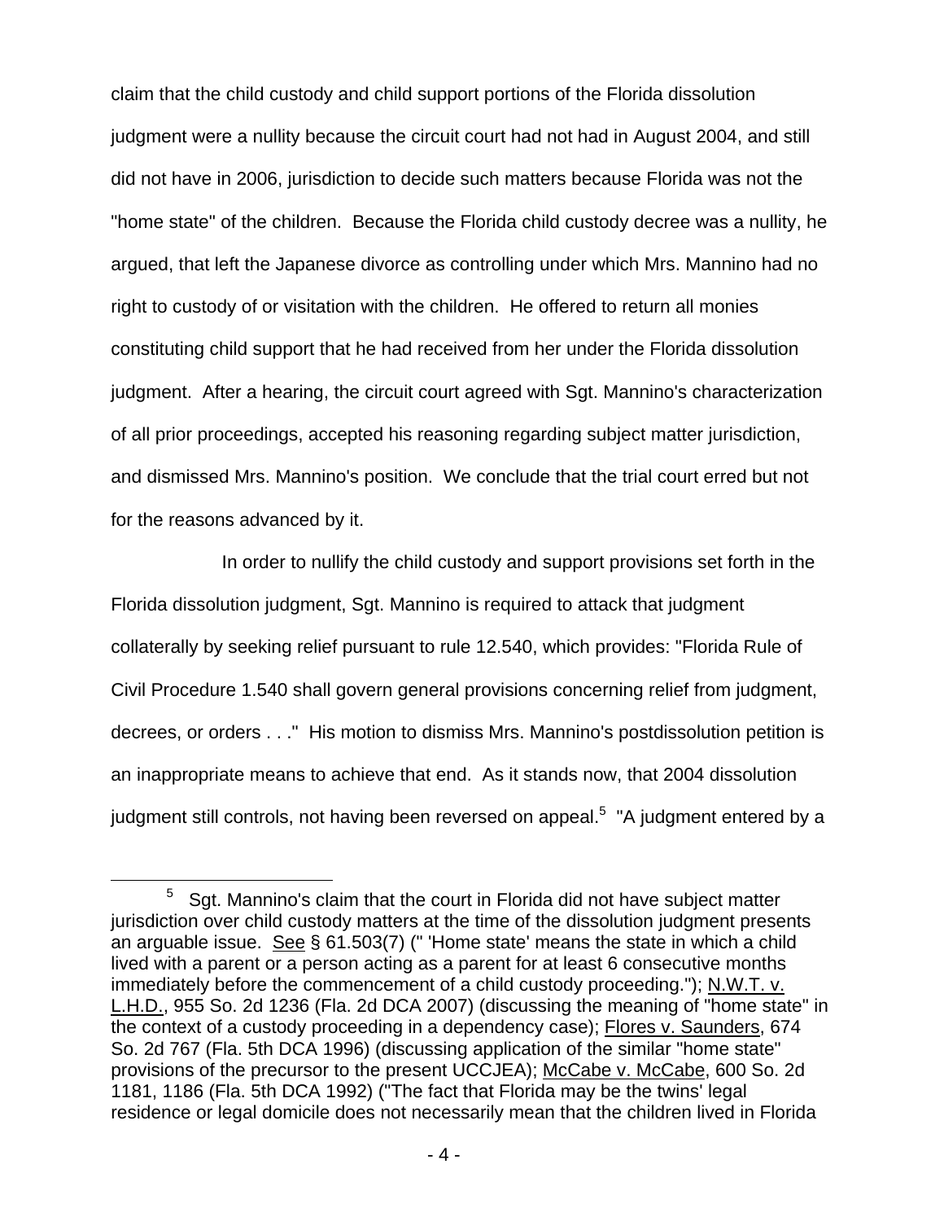claim that the child custody and child support portions of the Florida dissolution judgment were a nullity because the circuit court had not had in August 2004, and still did not have in 2006, jurisdiction to decide such matters because Florida was not the "home state" of the children. Because the Florida child custody decree was a nullity, he argued, that left the Japanese divorce as controlling under which Mrs. Mannino had no right to custody of or visitation with the children. He offered to return all monies constituting child support that he had received from her under the Florida dissolution judgment. After a hearing, the circuit court agreed with Sgt. Mannino's characterization of all prior proceedings, accepted his reasoning regarding subject matter jurisdiction, and dismissed Mrs. Mannino's position. We conclude that the trial court erred but not for the reasons advanced by it.

In order to nullify the child custody and support provisions set forth in the Florida dissolution judgment, Sgt. Mannino is required to attack that judgment collaterally by seeking relief pursuant to rule 12.540, which provides: "Florida Rule of Civil Procedure 1.540 shall govern general provisions concerning relief from judgment, decrees, or orders . . ." His motion to dismiss Mrs. Mannino's postdissolution petition is an inappropriate means to achieve that end. As it stands now, that 2004 dissolution judgment still controls, not having been reversed on appeal.[5] "A judgment entered by a

---

[5] Sgt. Mannino's claim that the court in Florida did not have subject matter jurisdiction over child custody matters at the time of the dissolution judgment presents an arguable issue. See § 61.503(7) (" 'Home state' means the state in which a child lived with a parent or a person acting as a parent for at least 6 consecutive months immediately before the commencement of a child custody proceeding."); N.W.T. v. L.H.D., 955 So. 2d 1236 (Fla. 2d DCA 2007) (discussing the meaning of "home state" in the context of a custody proceeding in a dependency case); Flores v. Saunders, 674 So. 2d 767 (Fla. 5th DCA 1996) (discussing application of the similar "home state" provisions of the precursor to the present UCCJEA); McCabe v. McCabe, 600 So. 2d 1181, 1186 (Fla. 5th DCA 1992) ("The fact that Florida may be the twins' legal residence or legal domicile does not necessarily mean that the children lived in Florida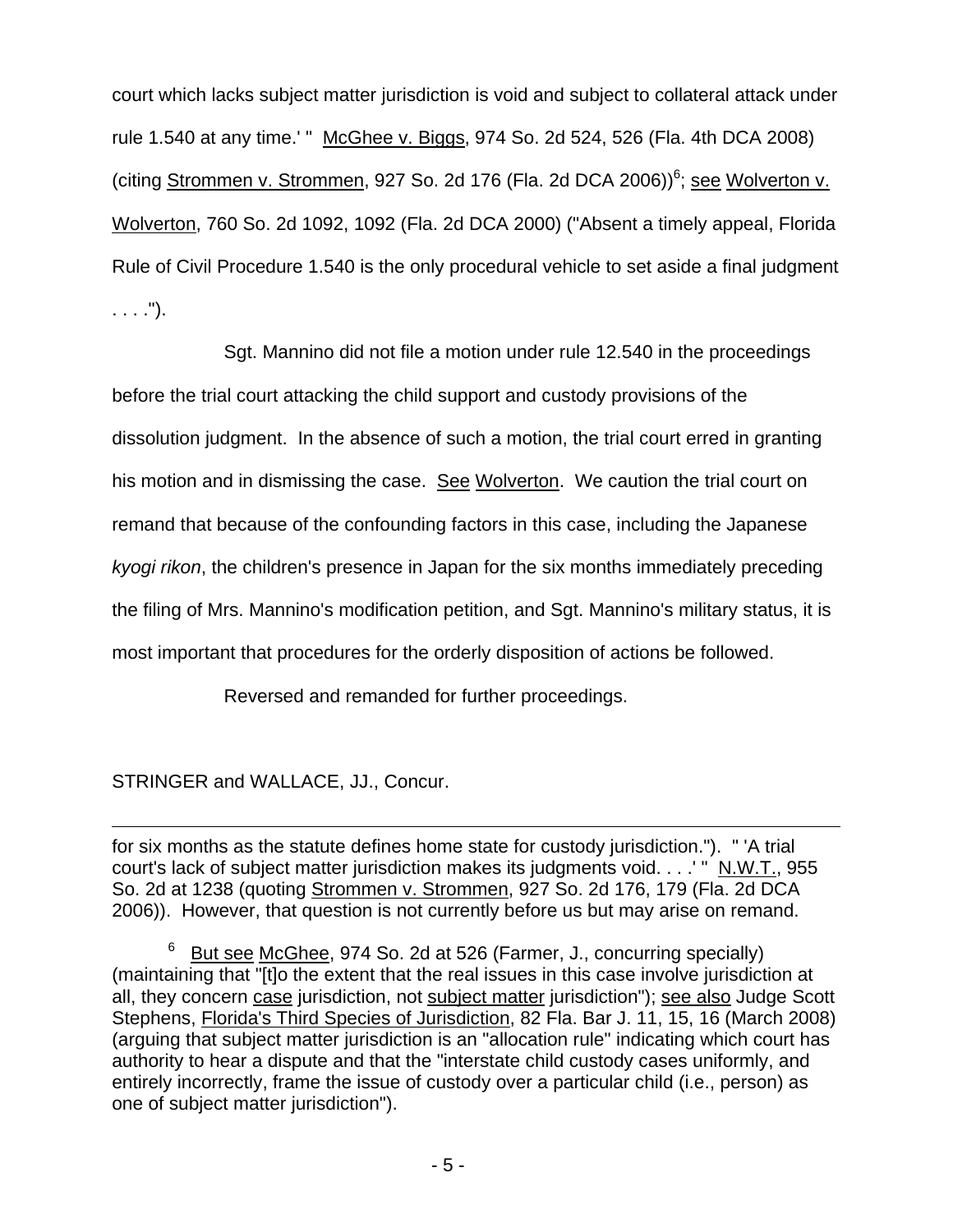court which lacks subject matter jurisdiction is void and subject to collateral attack under rule 1.540 at any time.' " McGhee v. Biggs, 974 So. 2d 524, 526 (Fla. 4th DCA 2008) (citing Strommen v. Strommen, 927 So. 2d 176 (Fla. 2d DCA 2006))[6]; see Wolverton v. Wolverton, 760 So. 2d 1092, 1092 (Fla. 2d DCA 2000) ("Absent a timely appeal, Florida Rule of Civil Procedure 1.540 is the only procedural vehicle to set aside a final judgment . . . .").

Sgt. Mannino did not file a motion under rule 12.540 in the proceedings before the trial court attacking the child support and custody provisions of the dissolution judgment. In the absence of such a motion, the trial court erred in granting his motion and in dismissing the case. See Wolverton. We caution the trial court on remand that because of the confounding factors in this case, including the Japanese *kyogi rikon*, the children's presence in Japan for the six months immediately preceding the filing of Mrs. Mannino's modification petition, and Sgt. Mannino's military status, it is most important that procedures for the orderly disposition of actions be followed.

Reversed and remanded for further proceedings.

STRINGER and WALLACE, JJ., Concur.

---

for six months as the statute defines home state for custody jurisdiction."). " 'A trial court's lack of subject matter jurisdiction makes its judgments void. . . .' " N.W.T., 955 So. 2d at 1238 (quoting Strommen v. Strommen, 927 So. 2d 176, 179 (Fla. 2d DCA 2006)). However, that question is not currently before us but may arise on remand.

[6] But see McGhee, 974 So. 2d at 526 (Farmer, J., concurring specially) (maintaining that "[t]o the extent that the real issues in this case involve jurisdiction at all, they concern case jurisdiction, not subject matter jurisdiction"); see also Judge Scott Stephens, Florida's Third Species of Jurisdiction, 82 Fla. Bar J. 11, 15, 16 (March 2008) (arguing that subject matter jurisdiction is an "allocation rule" indicating which court has authority to hear a dispute and that the "interstate child custody cases uniformly, and entirely incorrectly, frame the issue of custody over a particular child (i.e., person) as one of subject matter jurisdiction").